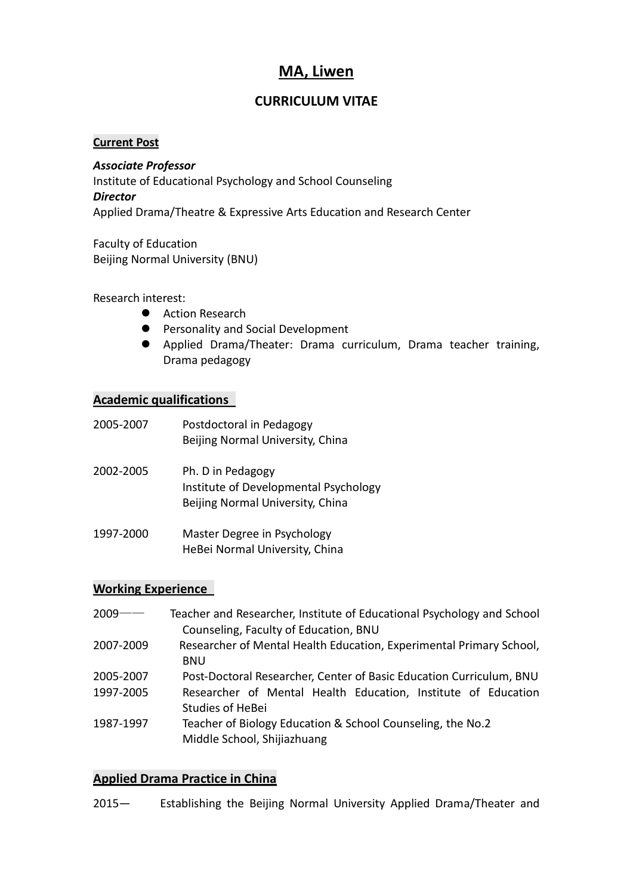# MA, Liwen

## CURRICULUM VITAE

### Current Post

***Associate Professor***
Institute of Educational Psychology and School Counseling
***Director***
Applied Drama/Theatre & Expressive Arts Education and Research Center

Faculty of Education
Beijing Normal University (BNU)

Research interest:

- Action Research
- Personality and Social Development
- Applied Drama/Theater: Drama curriculum, Drama teacher training, Drama pedagogy

### Academic qualifications

2005-2007 Postdoctoral in Pedagogy
Beijing Normal University, China

2002-2005 Ph. D in Pedagogy
Institute of Developmental Psychology
Beijing Normal University, China

1997-2000 Master Degree in Psychology
HeBei Normal University, China

### Working Experience

2009—— Teacher and Researcher, Institute of Educational Psychology and School Counseling, Faculty of Education, BNU

2007-2009 Researcher of Mental Health Education, Experimental Primary School, BNU

2005-2007 Post-Doctoral Researcher, Center of Basic Education Curriculum, BNU

1997-2005 Researcher of Mental Health Education, Institute of Education Studies of HeBei

1987-1997 Teacher of Biology Education & School Counseling, the No.2 Middle School, Shijiazhuang

### Applied Drama Practice in China

2015— Establishing the Beijing Normal University Applied Drama/Theater and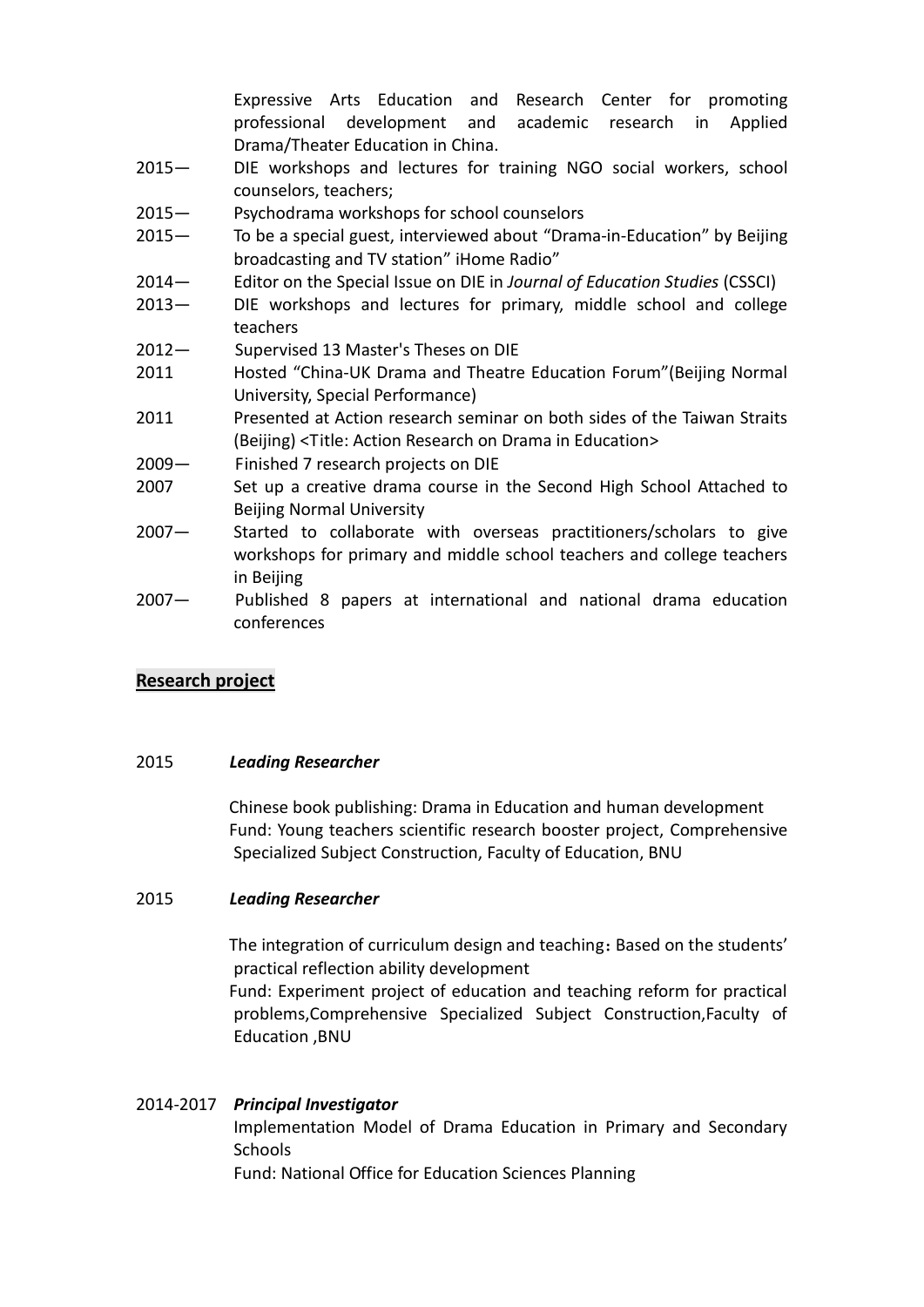Expressive Arts Education and Research Center for promoting professional development and academic research in Applied Drama/Theater Education in China.

2015— DIE workshops and lectures for training NGO social workers, school counselors, teachers;

2015— Psychodrama workshops for school counselors

2015— To be a special guest, interviewed about "Drama-in-Education" by Beijing broadcasting and TV station" iHome Radio"

2014— Editor on the Special Issue on DIE in *Journal of Education Studies* (CSSCI)

2013— DIE workshops and lectures for primary, middle school and college teachers

2012— Supervised 13 Master's Theses on DIE

2011 Hosted "China-UK Drama and Theatre Education Forum"(Beijing Normal University, Special Performance)

2011 Presented at Action research seminar on both sides of the Taiwan Straits (Beijing) <Title: Action Research on Drama in Education>

2009— Finished 7 research projects on DIE

2007 Set up a creative drama course in the Second High School Attached to Beijing Normal University

2007— Started to collaborate with overseas practitioners/scholars to give workshops for primary and middle school teachers and college teachers in Beijing

2007— Published 8 papers at international and national drama education conferences

## Research project

2015 ***Leading Researcher***

Chinese book publishing: Drama in Education and human development
Fund: Young teachers scientific research booster project, Comprehensive Specialized Subject Construction, Faculty of Education, BNU

2015 ***Leading Researcher***

The integration of curriculum design and teaching：Based on the students' practical reflection ability development
Fund: Experiment project of education and teaching reform for practical problems,Comprehensive Specialized Subject Construction,Faculty of Education ,BNU

2014-2017 ***Principal Investigator***

Implementation Model of Drama Education in Primary and Secondary Schools
Fund: National Office for Education Sciences Planning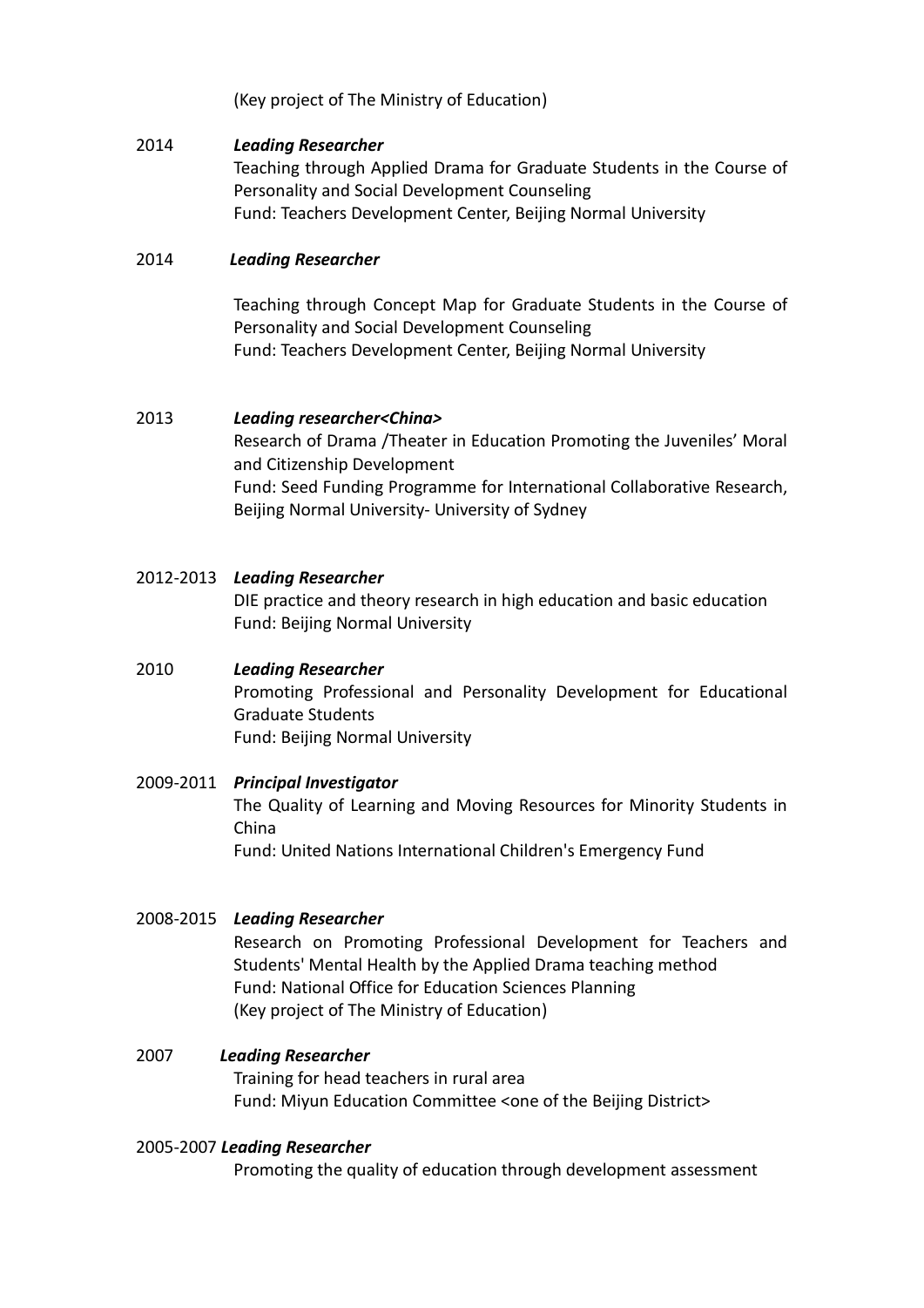(Key project of The Ministry of Education)

2014 ***Leading Researcher***
Teaching through Applied Drama for Graduate Students in the Course of Personality and Social Development Counseling
Fund: Teachers Development Center, Beijing Normal University

2014 ***Leading Researcher***

Teaching through Concept Map for Graduate Students in the Course of Personality and Social Development Counseling
Fund: Teachers Development Center, Beijing Normal University

2013 ***Leading researcher<China>***
Research of Drama /Theater in Education Promoting the Juveniles' Moral and Citizenship Development
Fund: Seed Funding Programme for International Collaborative Research, Beijing Normal University- University of Sydney

2012-2013 ***Leading Researcher***
DIE practice and theory research in high education and basic education
Fund: Beijing Normal University

2010 ***Leading Researcher***
Promoting Professional and Personality Development for Educational Graduate Students
Fund: Beijing Normal University

2009-2011 ***Principal Investigator***
The Quality of Learning and Moving Resources for Minority Students in China
Fund: United Nations International Children's Emergency Fund

2008-2015 ***Leading Researcher***
Research on Promoting Professional Development for Teachers and Students' Mental Health by the Applied Drama teaching method
Fund: National Office for Education Sciences Planning
(Key project of The Ministry of Education)

2007 ***Leading Researcher***
Training for head teachers in rural area
Fund: Miyun Education Committee <one of the Beijing District>

2005-2007 ***Leading Researcher***
Promoting the quality of education through development assessment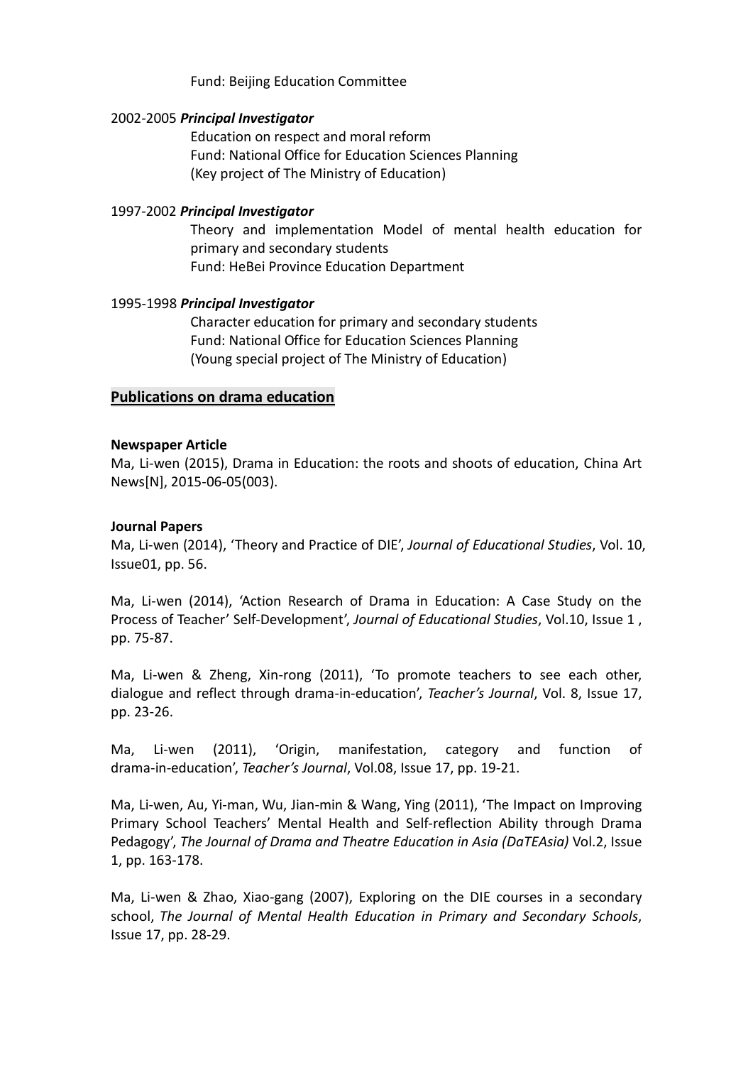Fund: Beijing Education Committee

2002-2005 ***Principal Investigator***

Education on respect and moral reform
Fund: National Office for Education Sciences Planning
(Key project of The Ministry of Education)

1997-2002 ***Principal Investigator***

Theory and implementation Model of mental health education for primary and secondary students
Fund: HeBei Province Education Department

1995-1998 ***Principal Investigator***

Character education for primary and secondary students
Fund: National Office for Education Sciences Planning
(Young special project of The Ministry of Education)

## Publications on drama education

**Newspaper Article**

Ma, Li-wen (2015), Drama in Education: the roots and shoots of education, China Art News[N], 2015-06-05(003).

**Journal Papers**

Ma, Li-wen (2014), 'Theory and Practice of DIE', *Journal of Educational Studies*, Vol. 10, Issue01, pp. 56.

Ma, Li-wen (2014), 'Action Research of Drama in Education: A Case Study on the Process of Teacher' Self-Development', *Journal of Educational Studies*, Vol.10, Issue 1 , pp. 75-87.

Ma, Li-wen & Zheng, Xin-rong (2011), 'To promote teachers to see each other, dialogue and reflect through drama-in-education', *Teacher's Journal*, Vol. 8, Issue 17, pp. 23-26.

Ma, Li-wen (2011), 'Origin, manifestation, category and function of drama-in-education', *Teacher's Journal*, Vol.08, Issue 17, pp. 19-21.

Ma, Li-wen, Au, Yi-man, Wu, Jian-min & Wang, Ying (2011), 'The Impact on Improving Primary School Teachers' Mental Health and Self-reflection Ability through Drama Pedagogy', *The Journal of Drama and Theatre Education in Asia (DaTEAsia)* Vol.2, Issue 1, pp. 163-178.

Ma, Li-wen & Zhao, Xiao-gang (2007), Exploring on the DIE courses in a secondary school, *The Journal of Mental Health Education in Primary and Secondary Schools*, Issue 17, pp. 28-29.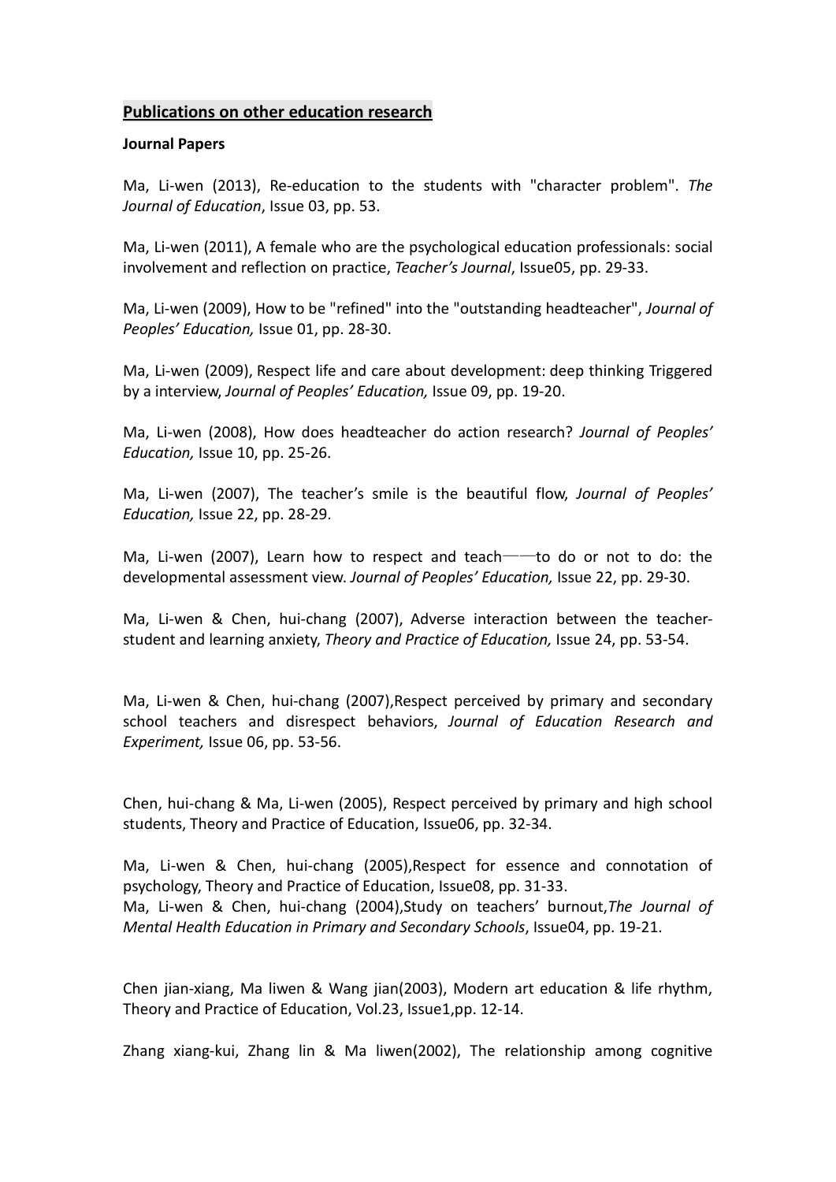## Publications on other education research

**Journal Papers**

Ma, Li-wen (2013), Re-education to the students with "character problem". *The Journal of Education*, Issue 03, pp. 53.

Ma, Li-wen (2011), A female who are the psychological education professionals: social involvement and reflection on practice, *Teacher's Journal*, Issue05, pp. 29-33.

Ma, Li-wen (2009), How to be "refined" into the "outstanding headteacher", *Journal of Peoples' Education,* Issue 01, pp. 28-30.

Ma, Li-wen (2009), Respect life and care about development: deep thinking Triggered by a interview, *Journal of Peoples' Education,* Issue 09, pp. 19-20.

Ma, Li-wen (2008), How does headteacher do action research? *Journal of Peoples' Education,* Issue 10, pp. 25-26.

Ma, Li-wen (2007), The teacher's smile is the beautiful flow, *Journal of Peoples' Education,* Issue 22, pp. 28-29.

Ma, Li-wen (2007), Learn how to respect and teach——to do or not to do: the developmental assessment view. *Journal of Peoples' Education,* Issue 22, pp. 29-30.

Ma, Li-wen & Chen, hui-chang (2007), Adverse interaction between the teacher-student and learning anxiety, *Theory and Practice of Education,* Issue 24, pp. 53-54.

Ma, Li-wen & Chen, hui-chang (2007),Respect perceived by primary and secondary school teachers and disrespect behaviors, *Journal of Education Research and Experiment,* Issue 06, pp. 53-56.

Chen, hui-chang & Ma, Li-wen (2005), Respect perceived by primary and high school students, Theory and Practice of Education, Issue06, pp. 32-34.

Ma, Li-wen & Chen, hui-chang (2005),Respect for essence and connotation of psychology, Theory and Practice of Education, Issue08, pp. 31-33.

Ma, Li-wen & Chen, hui-chang (2004),Study on teachers' burnout,*The Journal of Mental Health Education in Primary and Secondary Schools*, Issue04, pp. 19-21.

Chen jian-xiang, Ma liwen & Wang jian(2003), Modern art education & life rhythm, Theory and Practice of Education, Vol.23, Issue1,pp. 12-14.

Zhang xiang-kui, Zhang lin & Ma liwen(2002), The relationship among cognitive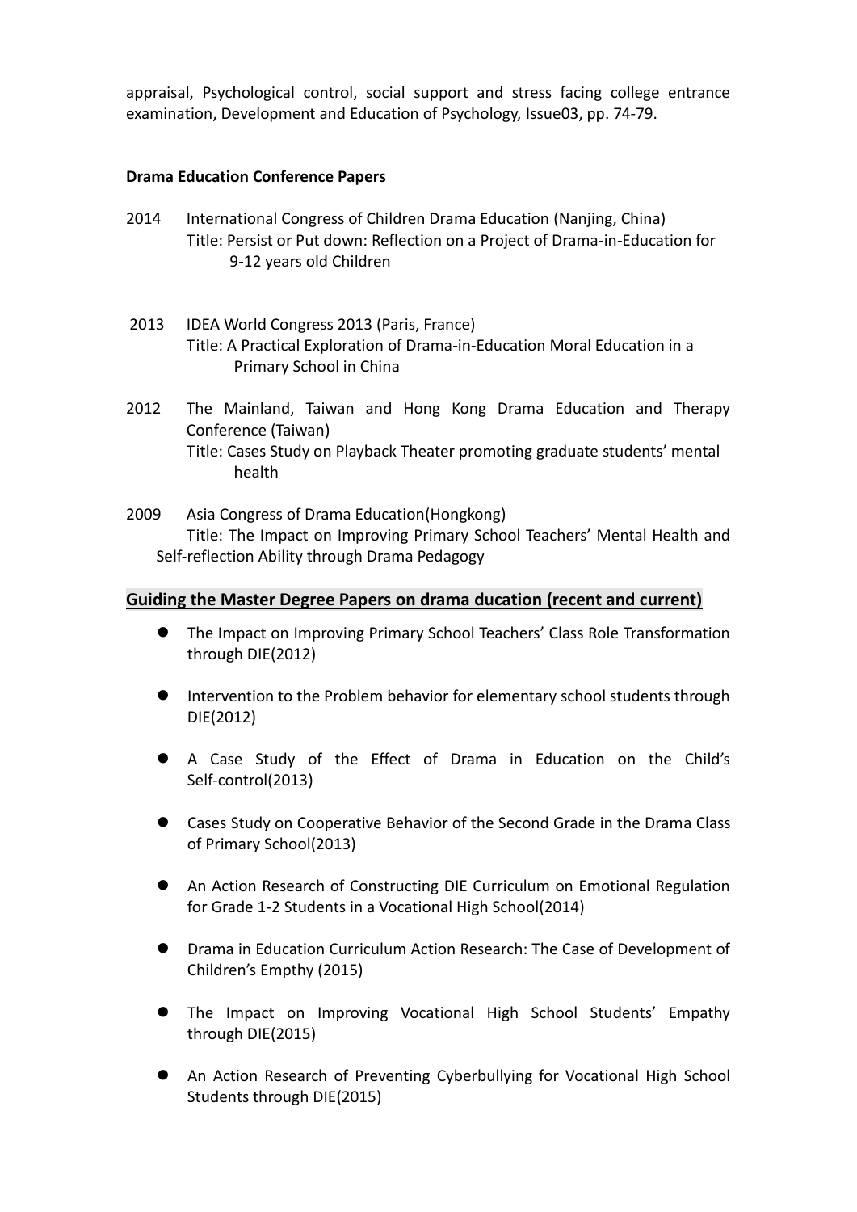appraisal, Psychological control, social support and stress facing college entrance examination, Development and Education of Psychology, Issue03, pp. 74-79.

**Drama Education Conference Papers**

2014 International Congress of Children Drama Education (Nanjing, China)
Title: Persist or Put down: Reflection on a Project of Drama-in-Education for 9-12 years old Children

2013 IDEA World Congress 2013 (Paris, France)
Title: A Practical Exploration of Drama-in-Education Moral Education in a Primary School in China

2012 The Mainland, Taiwan and Hong Kong Drama Education and Therapy Conference (Taiwan)
Title: Cases Study on Playback Theater promoting graduate students' mental health

2009 Asia Congress of Drama Education(Hongkong)
Title: The Impact on Improving Primary School Teachers' Mental Health and Self-reflection Ability through Drama Pedagogy

## Guiding the Master Degree Papers on drama ducation (recent and current)

- The Impact on Improving Primary School Teachers' Class Role Transformation through DIE(2012)
- Intervention to the Problem behavior for elementary school students through DIE(2012)
- A Case Study of the Effect of Drama in Education on the Child's Self-control(2013)
- Cases Study on Cooperative Behavior of the Second Grade in the Drama Class of Primary School(2013)
- An Action Research of Constructing DIE Curriculum on Emotional Regulation for Grade 1-2 Students in a Vocational High School(2014)
- Drama in Education Curriculum Action Research: The Case of Development of Children's Empthy (2015)
- The Impact on Improving Vocational High School Students' Empathy through DIE(2015)
- An Action Research of Preventing Cyberbullying for Vocational High School Students through DIE(2015)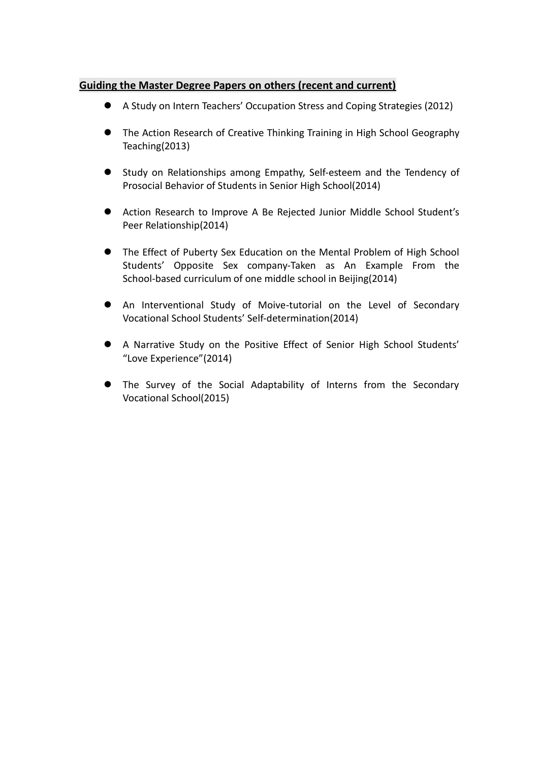**Guiding the Master Degree Papers on others (recent and current)**

- A Study on Intern Teachers' Occupation Stress and Coping Strategies (2012)
- The Action Research of Creative Thinking Training in High School Geography Teaching(2013)
- Study on Relationships among Empathy, Self-esteem and the Tendency of Prosocial Behavior of Students in Senior High School(2014)
- Action Research to Improve A Be Rejected Junior Middle School Student's Peer Relationship(2014)
- The Effect of Puberty Sex Education on the Mental Problem of High School Students' Opposite Sex company-Taken as An Example From the School-based curriculum of one middle school in Beijing(2014)
- An Interventional Study of Moive-tutorial on the Level of Secondary Vocational School Students' Self-determination(2014)
- A Narrative Study on the Positive Effect of Senior High School Students' "Love Experience"(2014)
- The Survey of the Social Adaptability of Interns from the Secondary Vocational School(2015)